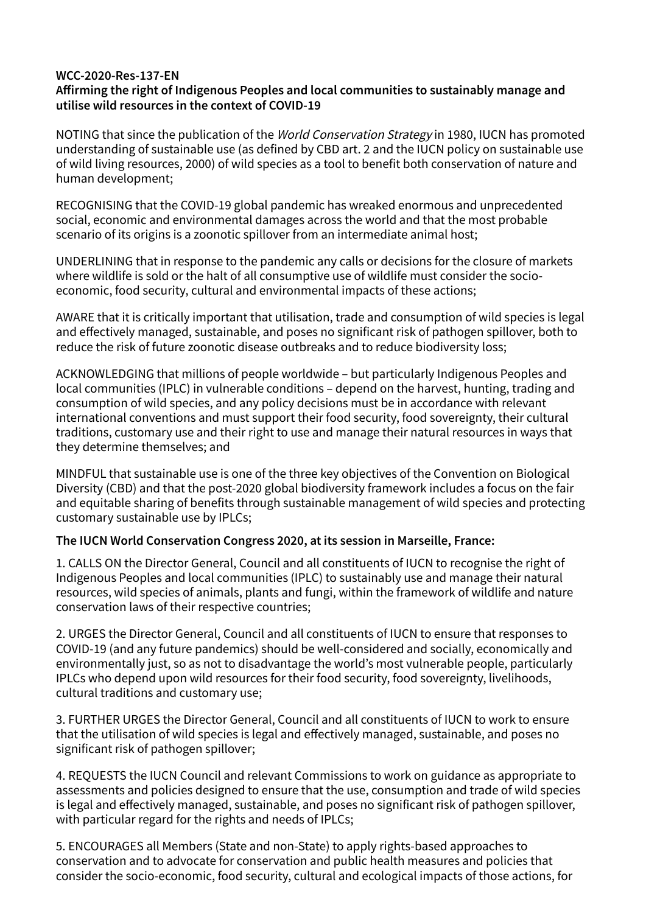**WCC-2020-Res-137-EN**
**Affirming the right of Indigenous Peoples and local communities to sustainably manage and utilise wild resources in the context of COVID-19**

NOTING that since the publication of the *World Conservation Strategy* in 1980, IUCN has promoted understanding of sustainable use (as defined by CBD art. 2 and the IUCN policy on sustainable use of wild living resources, 2000) of wild species as a tool to benefit both conservation of nature and human development;

RECOGNISING that the COVID-19 global pandemic has wreaked enormous and unprecedented social, economic and environmental damages across the world and that the most probable scenario of its origins is a zoonotic spillover from an intermediate animal host;

UNDERLINING that in response to the pandemic any calls or decisions for the closure of markets where wildlife is sold or the halt of all consumptive use of wildlife must consider the socio-economic, food security, cultural and environmental impacts of these actions;

AWARE that it is critically important that utilisation, trade and consumption of wild species is legal and effectively managed, sustainable, and poses no significant risk of pathogen spillover, both to reduce the risk of future zoonotic disease outbreaks and to reduce biodiversity loss;

ACKNOWLEDGING that millions of people worldwide – but particularly Indigenous Peoples and local communities (IPLC) in vulnerable conditions – depend on the harvest, hunting, trading and consumption of wild species, and any policy decisions must be in accordance with relevant international conventions and must support their food security, food sovereignty, their cultural traditions, customary use and their right to use and manage their natural resources in ways that they determine themselves; and

MINDFUL that sustainable use is one of the three key objectives of the Convention on Biological Diversity (CBD) and that the post-2020 global biodiversity framework includes a focus on the fair and equitable sharing of benefits through sustainable management of wild species and protecting customary sustainable use by IPLCs;

**The IUCN World Conservation Congress 2020, at its session in Marseille, France:**

1. CALLS ON the Director General, Council and all constituents of IUCN to recognise the right of Indigenous Peoples and local communities (IPLC) to sustainably use and manage their natural resources, wild species of animals, plants and fungi, within the framework of wildlife and nature conservation laws of their respective countries;

2. URGES the Director General, Council and all constituents of IUCN to ensure that responses to COVID-19 (and any future pandemics) should be well-considered and socially, economically and environmentally just, so as not to disadvantage the world's most vulnerable people, particularly IPLCs who depend upon wild resources for their food security, food sovereignty, livelihoods, cultural traditions and customary use;

3. FURTHER URGES the Director General, Council and all constituents of IUCN to work to ensure that the utilisation of wild species is legal and effectively managed, sustainable, and poses no significant risk of pathogen spillover;

4. REQUESTS the IUCN Council and relevant Commissions to work on guidance as appropriate to assessments and policies designed to ensure that the use, consumption and trade of wild species is legal and effectively managed, sustainable, and poses no significant risk of pathogen spillover, with particular regard for the rights and needs of IPLCs;

5. ENCOURAGES all Members (State and non-State) to apply rights-based approaches to conservation and to advocate for conservation and public health measures and policies that consider the socio-economic, food security, cultural and ecological impacts of those actions, for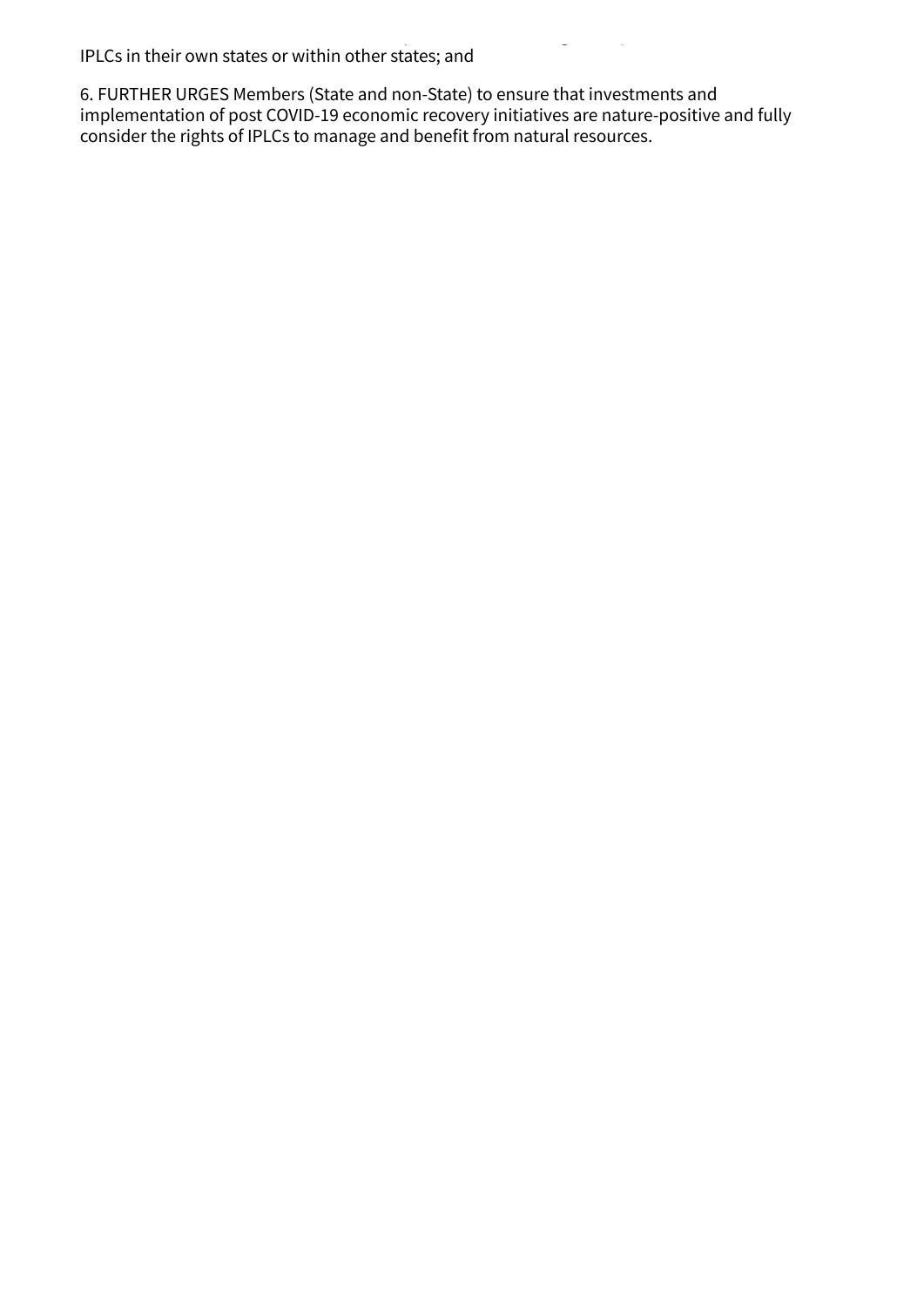IPLCs in their own states or within other states; and

6. FURTHER URGES Members (State and non-State) to ensure that investments and implementation of post COVID-19 economic recovery initiatives are nature-positive and fully consider the rights of IPLCs to manage and benefit from natural resources.